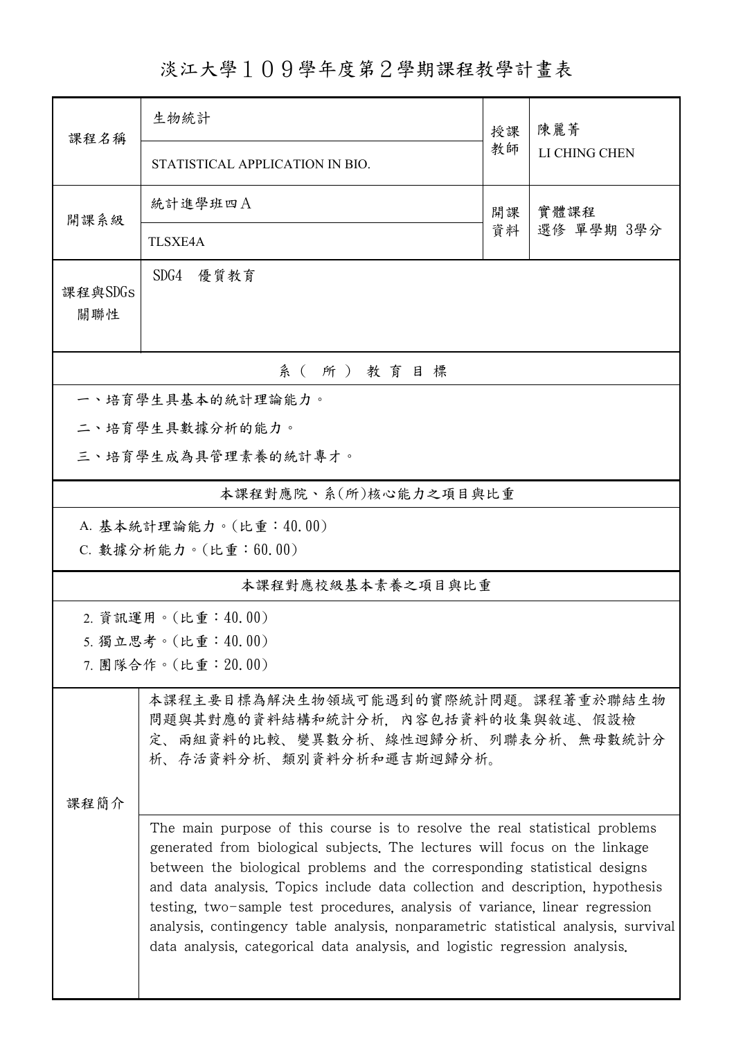# 淡江大學１０９學年度第２學期課程教學計畫表

| 課程名稱 | 生物統計 | 授課教師 | 陳麗菁 |
|---|---|---|---|
| | STATISTICAL APPLICATION IN BIO. | | LI CHING CHEN |
| 開課系級 | 統計進學班四Ａ | 開課資料 | 實體課程<br>選修 單學期 3學分 |
| | TLSXE4A | | |
| 課程與SDGs關聯性 | SDG4　優質教育 | | |

## 系（所）教育目標

一、培育學生具基本的統計理論能力。

二、培育學生具數據分析的能力。

三、培育學生成為具管理素養的統計專才。

## 本課程對應院、系(所)核心能力之項目與比重

A. 基本統計理論能力。(比重：40.00)

C. 數據分析能力。(比重：60.00)

## 本課程對應校級基本素養之項目與比重

2. 資訊運用。(比重：40.00)

5. 獨立思考。(比重：40.00)

7. 團隊合作。(比重：20.00)

## 課程簡介

本課程主要目標為解決生物領域可能遇到的實際統計問題。課程著重於聯結生物問題與其對應的資料結構和統計分析，內容包括資料的收集與敘述、假設檢定、兩組資料的比較、變異數分析、線性迴歸分析、列聯表分析、無母數統計分析、存活資料分析、類別資料分析和邏吉斯迴歸分析。

The main purpose of this course is to resolve the real statistical problems generated from biological subjects. The lectures will focus on the linkage between the biological problems and the corresponding statistical designs and data analysis. Topics include data collection and description, hypothesis testing, two-sample test procedures, analysis of variance, linear regression analysis, contingency table analysis, nonparametric statistical analysis, survival data analysis, categorical data analysis, and logistic regression analysis.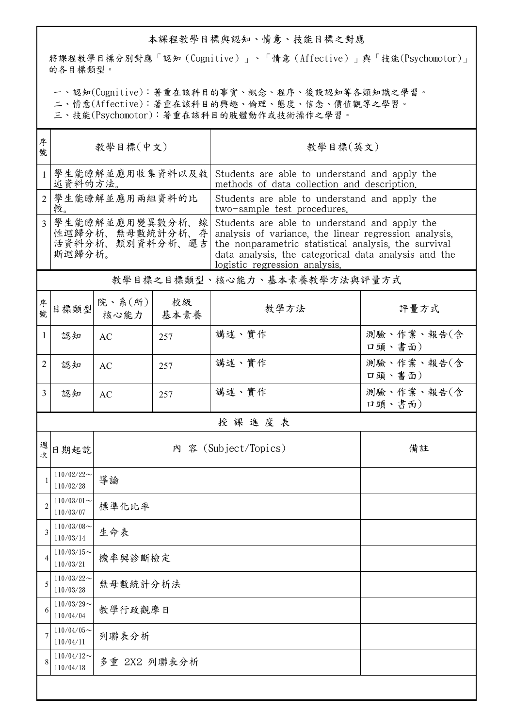## 本課程教學目標與認知、情意、技能目標之對應

將課程教學目標分別對應「認知（Cognitive）」、「情意（Affective）」與「技能(Psychomotor)」的各目標類型。

一、認知(Cognitive)：著重在該科目的事實、概念、程序、後設認知等各類知識之學習。
二、情意(Affective)：著重在該科目的興趣、倫理、態度、信念、價值觀等之學習。
三、技能(Psychomotor)：著重在該科目的肢體動作或技術操作之學習。

| 序號 | 教學目標(中文) | 教學目標(英文) |
| --- | --- | --- |
| 1 | 學生能瞭解並應用收集資料以及敘述資料的方法。 | Students are able to understand and apply the methods of data collection and description. |
| 2 | 學生能瞭解並應用兩組資料的比較。 | Students are able to understand and apply the two-sample test procedures. |
| 3 | 學生能瞭解並應用變異數分析、線性迴歸分析、無母數統計分析、存活資料分析、類別資料分析、邏吉斯迴歸分析。 | Students are able to understand and apply the analysis of variance, the linear regression analysis, the nonparametric statistical analysis, the survival data analysis, the categorical data analysis and the logistic regression analysis. |

## 教學目標之目標類型、核心能力、基本素養教學方法與評量方式

| 序號 | 目標類型 | 院、系(所)核心能力 | 校級基本素養 | 教學方法 | 評量方式 |
| --- | --- | --- | --- | --- | --- |
| 1 | 認知 | AC | 257 | 講述、實作 | 測驗、作業、報告(含口頭、書面) |
| 2 | 認知 | AC | 257 | 講述、實作 | 測驗、作業、報告(含口頭、書面) |
| 3 | 認知 | AC | 257 | 講述、實作 | 測驗、作業、報告(含口頭、書面) |

## 授 課 進 度 表

| 週次 | 日期起訖 | 內 容 (Subject/Topics) | 備註 |
| --- | --- | --- | --- |
| 1 | 110/02/22～110/02/28 | 導論 | |
| 2 | 110/03/01～110/03/07 | 標準化比率 | |
| 3 | 110/03/08～110/03/14 | 生命表 | |
| 4 | 110/03/15～110/03/21 | 機率與診斷檢定 | |
| 5 | 110/03/22～110/03/28 | 無母數統計分析法 | |
| 6 | 110/03/29～110/04/04 | 教學行政觀摩日 | |
| 7 | 110/04/05～110/04/11 | 列聯表分析 | |
| 8 | 110/04/12～110/04/18 | 多重 2X2 列聯表分析 | |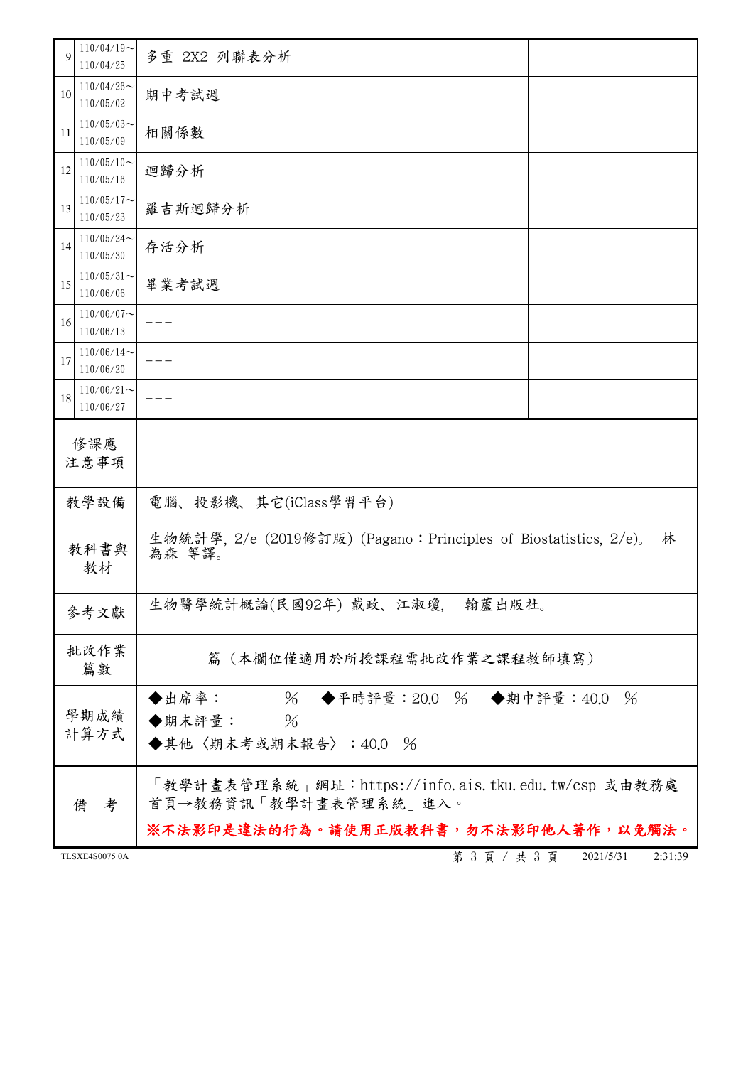| | | | |
|---|---|---|---|
| 9 | 110/04/19～<br>110/04/25 | 多重 2X2 列聯表分析 | |
| 10 | 110/04/26～<br>110/05/02 | 期中考試週 | |
| 11 | 110/05/03～<br>110/05/09 | 相關係數 | |
| 12 | 110/05/10～<br>110/05/16 | 迴歸分析 | |
| 13 | 110/05/17～<br>110/05/23 | 羅吉斯迴歸分析 | |
| 14 | 110/05/24～<br>110/05/30 | 存活分析 | |
| 15 | 110/05/31～<br>110/06/06 | 畢業考試週 | |
| 16 | 110/06/07～<br>110/06/13 | --- | |
| 17 | 110/06/14～<br>110/06/20 | --- | |
| 18 | 110/06/21～<br>110/06/27 | --- | |

| | |
|---|---|
| 修課應注意事項 | |
| 教學設備 | 電腦、投影機、其它(iClass學習平台) |
| 教科書與教材 | 生物統計學, 2/e (2019修訂版) (Pagano：Principles of Biostatistics, 2/e)。 林為森 等譯。 |
| 參考文獻 | 生物醫學統計概論(民國92年) 戴政、江淑瓊, 翰蘆出版社。 |
| 批改作業篇數 | 篇（本欄位僅適用於所授課程需批改作業之課程教師填寫） |
| 學期成績計算方式 | ◆出席率： ％ ◆平時評量：20.0 ％ ◆期中評量：40.0 ％<br>◆期末評量： ％<br>◆其他〈期末考或期末報告〉：40.0 ％ |
| 備　考 | 「教學計畫表管理系統」網址：https://info.ais.tku.edu.tw/csp 或由教務處首頁→教務資訊「教學計畫表管理系統」進入。<br>**※不法影印是違法的行為。請使用正版教科書，勿不法影印他人著作，以免觸法。** |

TLSXE4S0075 0A